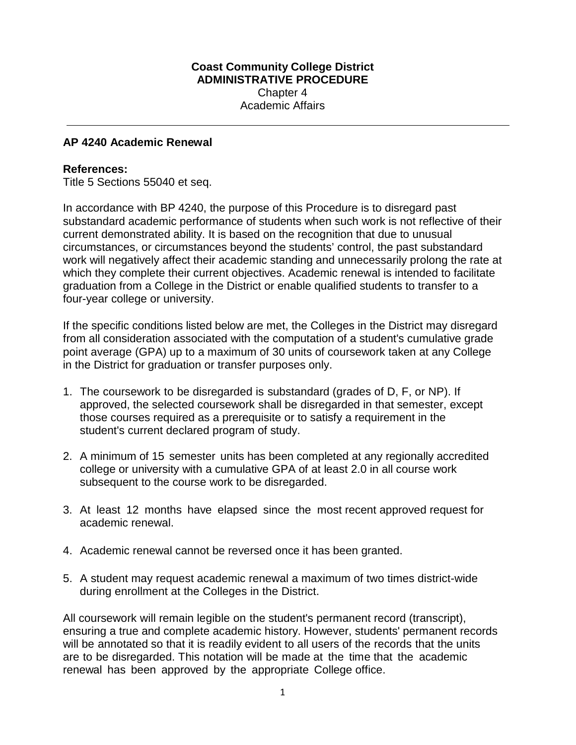**Coast Community College District**
**ADMINISTRATIVE PROCEDURE**
Chapter 4
Academic Affairs

---

## AP 4240 Academic Renewal

**References:**
Title 5 Sections 55040 et seq.

In accordance with BP 4240, the purpose of this Procedure is to disregard past substandard academic performance of students when such work is not reflective of their current demonstrated ability. It is based on the recognition that due to unusual circumstances, or circumstances beyond the students' control, the past substandard work will negatively affect their academic standing and unnecessarily prolong the rate at which they complete their current objectives. Academic renewal is intended to facilitate graduation from a College in the District or enable qualified students to transfer to a four-year college or university.

If the specific conditions listed below are met, the Colleges in the District may disregard from all consideration associated with the computation of a student's cumulative grade point average (GPA) up to a maximum of 30 units of coursework taken at any College in the District for graduation or transfer purposes only.

1. The coursework to be disregarded is substandard (grades of D, F, or NP). If approved, the selected coursework shall be disregarded in that semester, except those courses required as a prerequisite or to satisfy a requirement in the student's current declared program of study.

2. A minimum of 15 semester units has been completed at any regionally accredited college or university with a cumulative GPA of at least 2.0 in all course work subsequent to the course work to be disregarded.

3. At least 12 months have elapsed since the most recent approved request for academic renewal.

4. Academic renewal cannot be reversed once it has been granted.

5. A student may request academic renewal a maximum of two times district-wide during enrollment at the Colleges in the District.

All coursework will remain legible on the student's permanent record (transcript), ensuring a true and complete academic history. However, students' permanent records will be annotated so that it is readily evident to all users of the records that the units are to be disregarded. This notation will be made at the time that the academic renewal has been approved by the appropriate College office.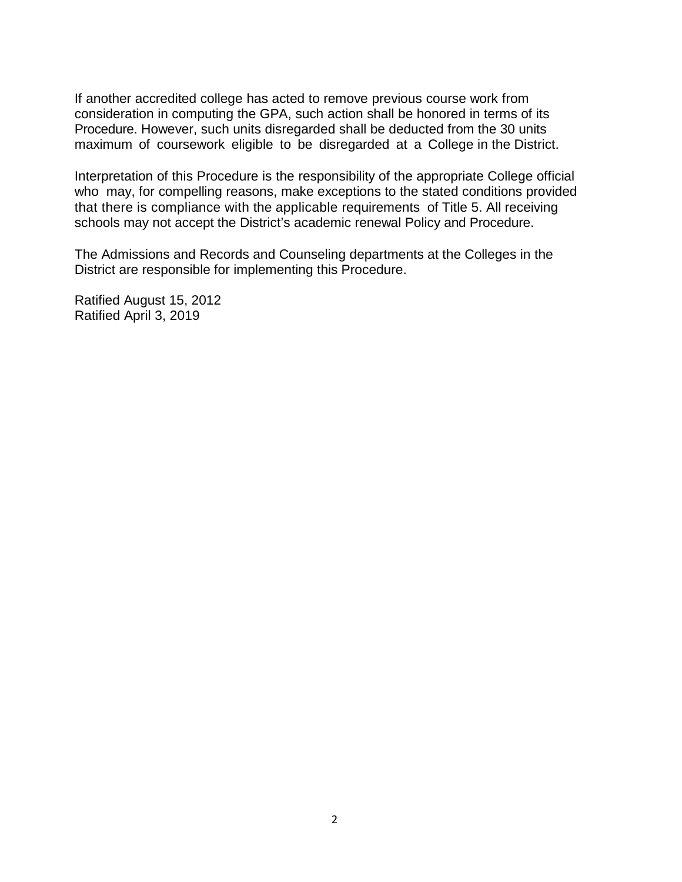If another accredited college has acted to remove previous course work from consideration in computing the GPA, such action shall be honored in terms of its Procedure. However, such units disregarded shall be deducted from the 30 units maximum of coursework eligible to be disregarded at a College in the District.

Interpretation of this Procedure is the responsibility of the appropriate College official who may, for compelling reasons, make exceptions to the stated conditions provided that there is compliance with the applicable requirements of Title 5. All receiving schools may not accept the District's academic renewal Policy and Procedure.

The Admissions and Records and Counseling departments at the Colleges in the District are responsible for implementing this Procedure.

Ratified August 15, 2012
Ratified April 3, 2019